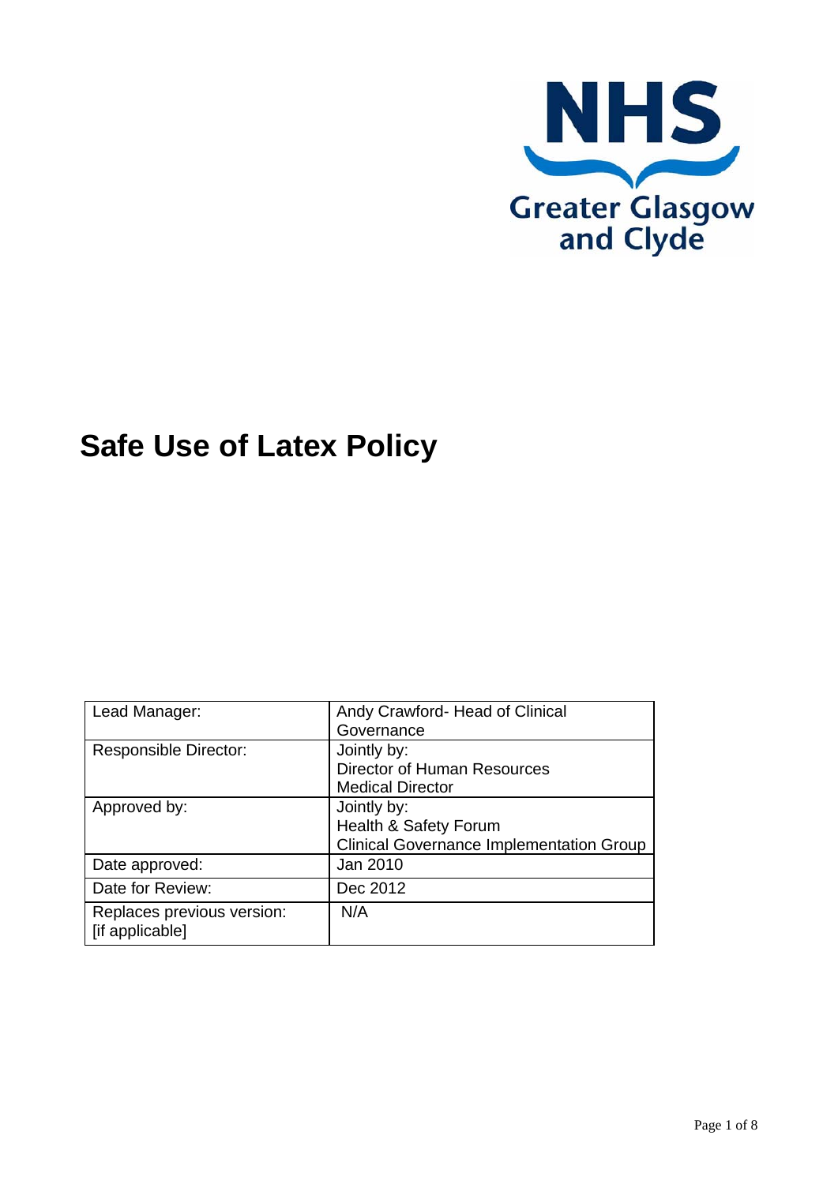NHS
Greater Glasgow and Clyde

# Safe Use of Latex Policy

| Lead Manager: | Andy Crawford- Head of Clinical Governance |
|---|---|
| Responsible Director: | Jointly by:<br>Director of Human Resources<br>Medical Director |
| Approved by: | Jointly by:<br>Health & Safety Forum<br>Clinical Governance Implementation Group |
| Date approved: | Jan 2010 |
| Date for Review: | Dec 2012 |
| Replaces previous version:<br>[if applicable] | N/A |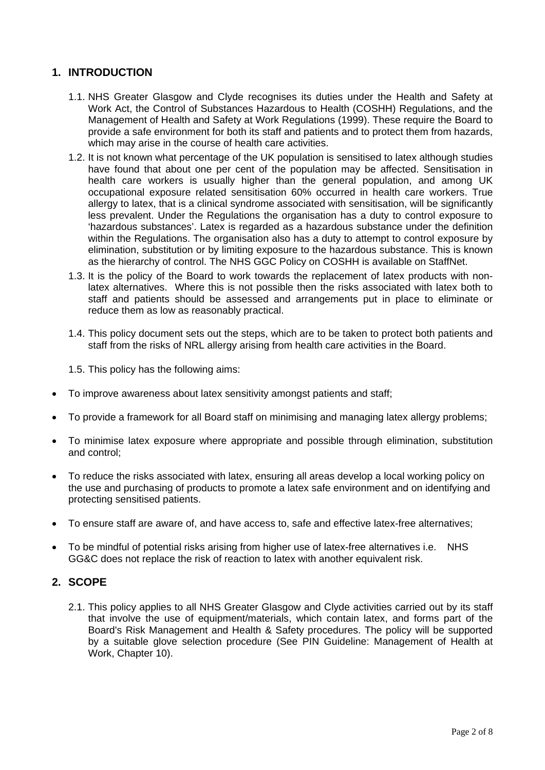## 1. INTRODUCTION

1.1. NHS Greater Glasgow and Clyde recognises its duties under the Health and Safety at Work Act, the Control of Substances Hazardous to Health (COSHH) Regulations, and the Management of Health and Safety at Work Regulations (1999). These require the Board to provide a safe environment for both its staff and patients and to protect them from hazards, which may arise in the course of health care activities.

1.2. It is not known what percentage of the UK population is sensitised to latex although studies have found that about one per cent of the population may be affected. Sensitisation in health care workers is usually higher than the general population, and among UK occupational exposure related sensitisation 60% occurred in health care workers. True allergy to latex, that is a clinical syndrome associated with sensitisation, will be significantly less prevalent. Under the Regulations the organisation has a duty to control exposure to 'hazardous substances'. Latex is regarded as a hazardous substance under the definition within the Regulations. The organisation also has a duty to attempt to control exposure by elimination, substitution or by limiting exposure to the hazardous substance. This is known as the hierarchy of control. The NHS GGC Policy on COSHH is available on StaffNet.

1.3. It is the policy of the Board to work towards the replacement of latex products with non-latex alternatives. Where this is not possible then the risks associated with latex both to staff and patients should be assessed and arrangements put in place to eliminate or reduce them as low as reasonably practical.

1.4. This policy document sets out the steps, which are to be taken to protect both patients and staff from the risks of NRL allergy arising from health care activities in the Board.

1.5. This policy has the following aims:

- To improve awareness about latex sensitivity amongst patients and staff;
- To provide a framework for all Board staff on minimising and managing latex allergy problems;
- To minimise latex exposure where appropriate and possible through elimination, substitution and control;
- To reduce the risks associated with latex, ensuring all areas develop a local working policy on the use and purchasing of products to promote a latex safe environment and on identifying and protecting sensitised patients.
- To ensure staff are aware of, and have access to, safe and effective latex-free alternatives;
- To be mindful of potential risks arising from higher use of latex-free alternatives i.e. NHS GG&C does not replace the risk of reaction to latex with another equivalent risk.

## 2. SCOPE

2.1. This policy applies to all NHS Greater Glasgow and Clyde activities carried out by its staff that involve the use of equipment/materials, which contain latex, and forms part of the Board's Risk Management and Health & Safety procedures. The policy will be supported by a suitable glove selection procedure (See PIN Guideline: Management of Health at Work, Chapter 10).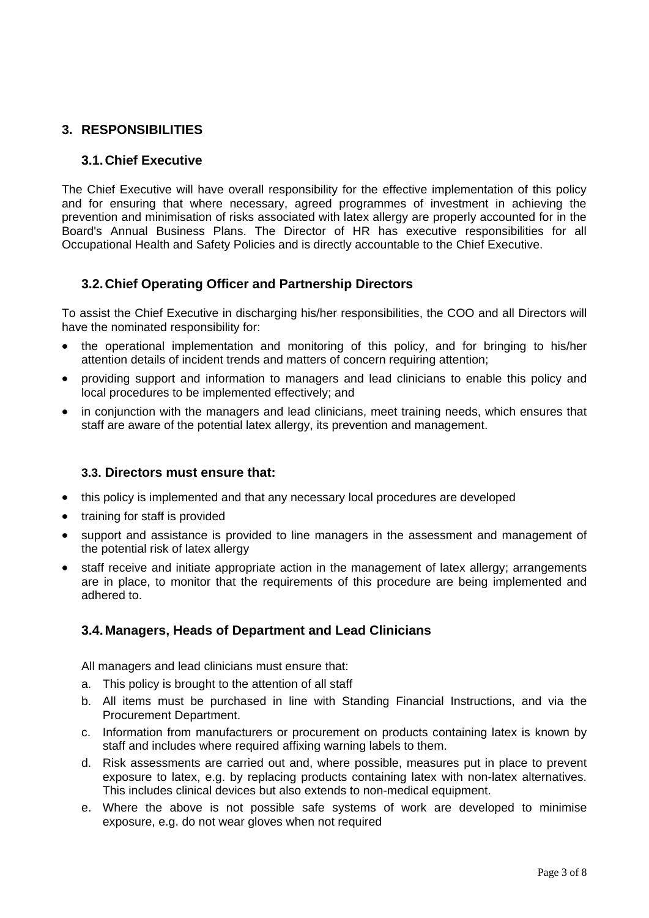## 3. RESPONSIBILITIES

### 3.1. Chief Executive

The Chief Executive will have overall responsibility for the effective implementation of this policy and for ensuring that where necessary, agreed programmes of investment in achieving the prevention and minimisation of risks associated with latex allergy are properly accounted for in the Board's Annual Business Plans. The Director of HR has executive responsibilities for all Occupational Health and Safety Policies and is directly accountable to the Chief Executive.

### 3.2. Chief Operating Officer and Partnership Directors

To assist the Chief Executive in discharging his/her responsibilities, the COO and all Directors will have the nominated responsibility for:

- the operational implementation and monitoring of this policy, and for bringing to his/her attention details of incident trends and matters of concern requiring attention;
- providing support and information to managers and lead clinicians to enable this policy and local procedures to be implemented effectively; and
- in conjunction with the managers and lead clinicians, meet training needs, which ensures that staff are aware of the potential latex allergy, its prevention and management.

### 3.3. Directors must ensure that:

- this policy is implemented and that any necessary local procedures are developed
- training for staff is provided
- support and assistance is provided to line managers in the assessment and management of the potential risk of latex allergy
- staff receive and initiate appropriate action in the management of latex allergy; arrangements are in place, to monitor that the requirements of this procedure are being implemented and adhered to.

### 3.4. Managers, Heads of Department and Lead Clinicians

All managers and lead clinicians must ensure that:

a. This policy is brought to the attention of all staff
b. All items must be purchased in line with Standing Financial Instructions, and via the Procurement Department.
c. Information from manufacturers or procurement on products containing latex is known by staff and includes where required affixing warning labels to them.
d. Risk assessments are carried out and, where possible, measures put in place to prevent exposure to latex, e.g. by replacing products containing latex with non-latex alternatives. This includes clinical devices but also extends to non-medical equipment.
e. Where the above is not possible safe systems of work are developed to minimise exposure, e.g. do not wear gloves when not required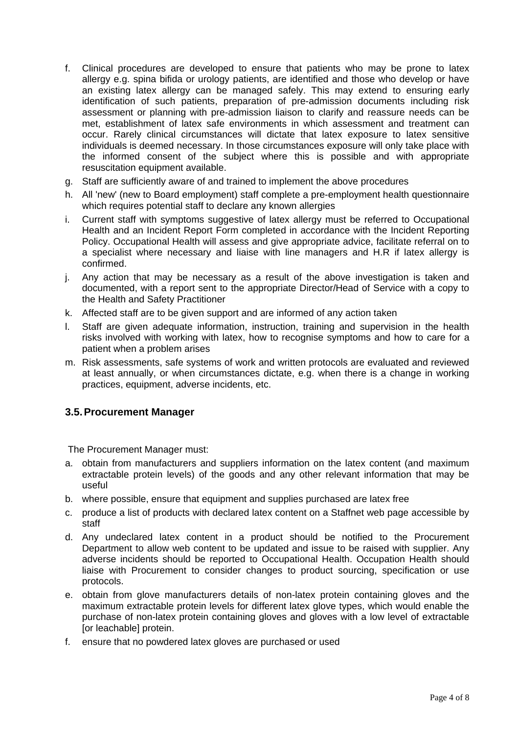f. Clinical procedures are developed to ensure that patients who may be prone to latex allergy e.g. spina bifida or urology patients, are identified and those who develop or have an existing latex allergy can be managed safely. This may extend to ensuring early identification of such patients, preparation of pre-admission documents including risk assessment or planning with pre-admission liaison to clarify and reassure needs can be met, establishment of latex safe environments in which assessment and treatment can occur. Rarely clinical circumstances will dictate that latex exposure to latex sensitive individuals is deemed necessary. In those circumstances exposure will only take place with the informed consent of the subject where this is possible and with appropriate resuscitation equipment available.

g. Staff are sufficiently aware of and trained to implement the above procedures

h. All 'new' (new to Board employment) staff complete a pre-employment health questionnaire which requires potential staff to declare any known allergies

i. Current staff with symptoms suggestive of latex allergy must be referred to Occupational Health and an Incident Report Form completed in accordance with the Incident Reporting Policy. Occupational Health will assess and give appropriate advice, facilitate referral on to a specialist where necessary and liaise with line managers and H.R if latex allergy is confirmed.

j. Any action that may be necessary as a result of the above investigation is taken and documented, with a report sent to the appropriate Director/Head of Service with a copy to the Health and Safety Practitioner

k. Affected staff are to be given support and are informed of any action taken

l. Staff are given adequate information, instruction, training and supervision in the health risks involved with working with latex, how to recognise symptoms and how to care for a patient when a problem arises

m. Risk assessments, safe systems of work and written protocols are evaluated and reviewed at least annually, or when circumstances dictate, e.g. when there is a change in working practices, equipment, adverse incidents, etc.

### 3.5. Procurement Manager

The Procurement Manager must:

a. obtain from manufacturers and suppliers information on the latex content (and maximum extractable protein levels) of the goods and any other relevant information that may be useful

b. where possible, ensure that equipment and supplies purchased are latex free

c. produce a list of products with declared latex content on a Staffnet web page accessible by staff

d. Any undeclared latex content in a product should be notified to the Procurement Department to allow web content to be updated and issue to be raised with supplier. Any adverse incidents should be reported to Occupational Health. Occupation Health should liaise with Procurement to consider changes to product sourcing, specification or use protocols.

e. obtain from glove manufacturers details of non-latex protein containing gloves and the maximum extractable protein levels for different latex glove types, which would enable the purchase of non-latex protein containing gloves and gloves with a low level of extractable [or leachable] protein.

f. ensure that no powdered latex gloves are purchased or used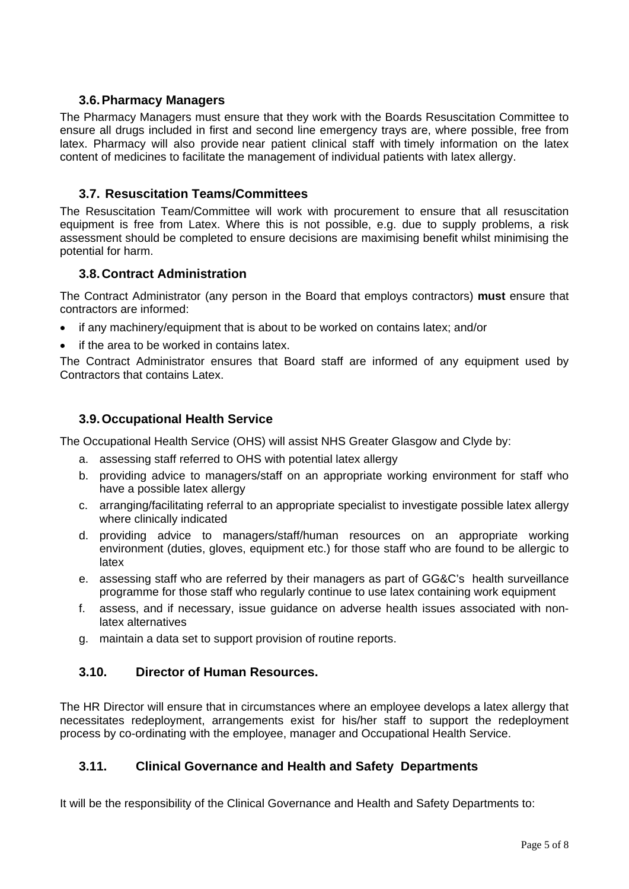### 3.6. Pharmacy Managers

The Pharmacy Managers must ensure that they work with the Boards Resuscitation Committee to ensure all drugs included in first and second line emergency trays are, where possible, free from latex. Pharmacy will also provide near patient clinical staff with timely information on the latex content of medicines to facilitate the management of individual patients with latex allergy.

### 3.7. Resuscitation Teams/Committees

The Resuscitation Team/Committee will work with procurement to ensure that all resuscitation equipment is free from Latex. Where this is not possible, e.g. due to supply problems, a risk assessment should be completed to ensure decisions are maximising benefit whilst minimising the potential for harm.

### 3.8. Contract Administration

The Contract Administrator (any person in the Board that employs contractors) **must** ensure that contractors are informed:

- if any machinery/equipment that is about to be worked on contains latex; and/or
- if the area to be worked in contains latex.

The Contract Administrator ensures that Board staff are informed of any equipment used by Contractors that contains Latex.

### 3.9. Occupational Health Service

The Occupational Health Service (OHS) will assist NHS Greater Glasgow and Clyde by:

a. assessing staff referred to OHS with potential latex allergy
b. providing advice to managers/staff on an appropriate working environment for staff who have a possible latex allergy
c. arranging/facilitating referral to an appropriate specialist to investigate possible latex allergy where clinically indicated
d. providing advice to managers/staff/human resources on an appropriate working environment (duties, gloves, equipment etc.) for those staff who are found to be allergic to latex
e. assessing staff who are referred by their managers as part of GG&C's health surveillance programme for those staff who regularly continue to use latex containing work equipment
f. assess, and if necessary, issue guidance on adverse health issues associated with non-latex alternatives
g. maintain a data set to support provision of routine reports.

### 3.10. Director of Human Resources.

The HR Director will ensure that in circumstances where an employee develops a latex allergy that necessitates redeployment, arrangements exist for his/her staff to support the redeployment process by co-ordinating with the employee, manager and Occupational Health Service.

### 3.11. Clinical Governance and Health and Safety Departments

It will be the responsibility of the Clinical Governance and Health and Safety Departments to: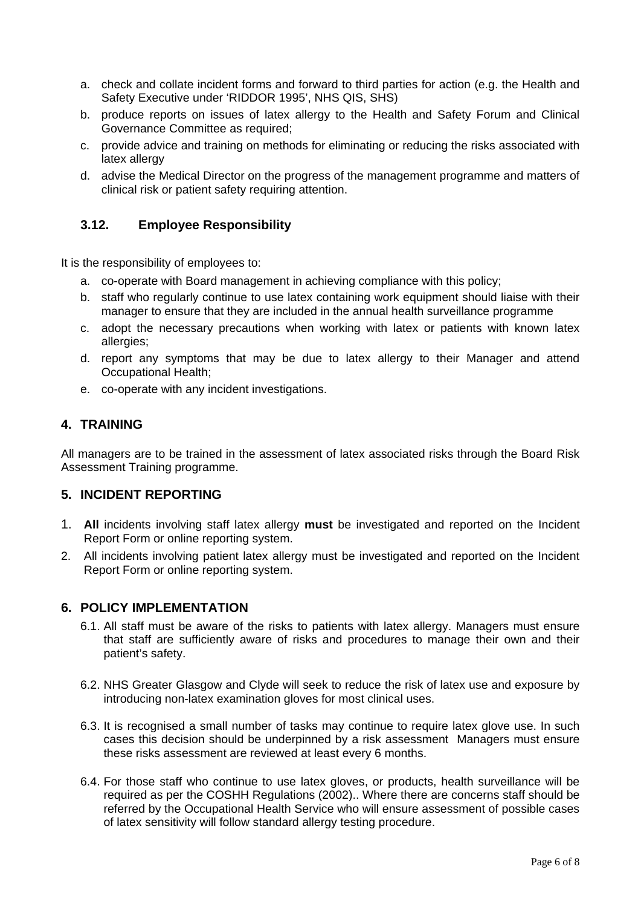a. check and collate incident forms and forward to third parties for action (e.g. the Health and Safety Executive under 'RIDDOR 1995', NHS QIS, SHS)
b. produce reports on issues of latex allergy to the Health and Safety Forum and Clinical Governance Committee as required;
c. provide advice and training on methods for eliminating or reducing the risks associated with latex allergy
d. advise the Medical Director on the progress of the management programme and matters of clinical risk or patient safety requiring attention.

### 3.12. Employee Responsibility

It is the responsibility of employees to:

a. co-operate with Board management in achieving compliance with this policy;
b. staff who regularly continue to use latex containing work equipment should liaise with their manager to ensure that they are included in the annual health surveillance programme
c. adopt the necessary precautions when working with latex or patients with known latex allergies;
d. report any symptoms that may be due to latex allergy to their Manager and attend Occupational Health;
e. co-operate with any incident investigations.

## 4. TRAINING

All managers are to be trained in the assessment of latex associated risks through the Board Risk Assessment Training programme.

## 5. INCIDENT REPORTING

1. **All** incidents involving staff latex allergy **must** be investigated and reported on the Incident Report Form or online reporting system.
2. All incidents involving patient latex allergy must be investigated and reported on the Incident Report Form or online reporting system.

## 6. POLICY IMPLEMENTATION

6.1. All staff must be aware of the risks to patients with latex allergy. Managers must ensure that staff are sufficiently aware of risks and procedures to manage their own and their patient's safety.

6.2. NHS Greater Glasgow and Clyde will seek to reduce the risk of latex use and exposure by introducing non-latex examination gloves for most clinical uses.

6.3. It is recognised a small number of tasks may continue to require latex glove use. In such cases this decision should be underpinned by a risk assessment Managers must ensure these risks assessment are reviewed at least every 6 months.

6.4. For those staff who continue to use latex gloves, or products, health surveillance will be required as per the COSHH Regulations (2002).. Where there are concerns staff should be referred by the Occupational Health Service who will ensure assessment of possible cases of latex sensitivity will follow standard allergy testing procedure.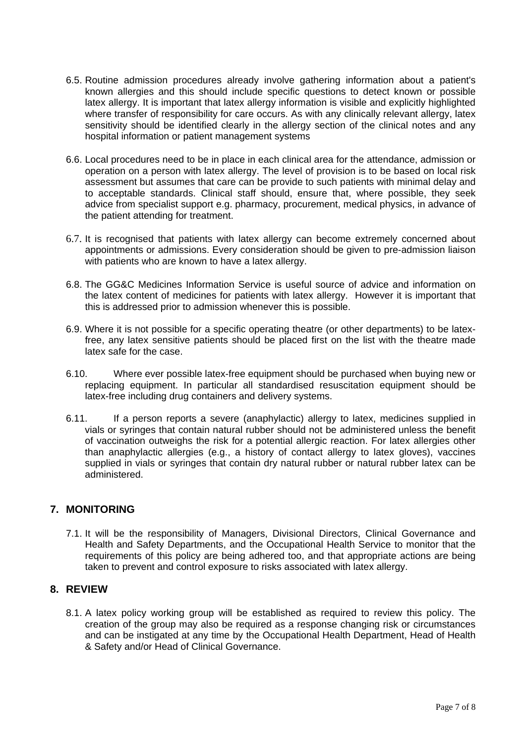6.5. Routine admission procedures already involve gathering information about a patient's known allergies and this should include specific questions to detect known or possible latex allergy. It is important that latex allergy information is visible and explicitly highlighted where transfer of responsibility for care occurs. As with any clinically relevant allergy, latex sensitivity should be identified clearly in the allergy section of the clinical notes and any hospital information or patient management systems

6.6. Local procedures need to be in place in each clinical area for the attendance, admission or operation on a person with latex allergy. The level of provision is to be based on local risk assessment but assumes that care can be provide to such patients with minimal delay and to acceptable standards. Clinical staff should, ensure that, where possible, they seek advice from specialist support e.g. pharmacy, procurement, medical physics, in advance of the patient attending for treatment.

6.7. It is recognised that patients with latex allergy can become extremely concerned about appointments or admissions. Every consideration should be given to pre-admission liaison with patients who are known to have a latex allergy.

6.8. The GG&C Medicines Information Service is useful source of advice and information on the latex content of medicines for patients with latex allergy. However it is important that this is addressed prior to admission whenever this is possible.

6.9. Where it is not possible for a specific operating theatre (or other departments) to be latex-free, any latex sensitive patients should be placed first on the list with the theatre made latex safe for the case.

6.10. Where ever possible latex-free equipment should be purchased when buying new or replacing equipment. In particular all standardised resuscitation equipment should be latex-free including drug containers and delivery systems.

6.11. If a person reports a severe (anaphylactic) allergy to latex, medicines supplied in vials or syringes that contain natural rubber should not be administered unless the benefit of vaccination outweighs the risk for a potential allergic reaction. For latex allergies other than anaphylactic allergies (e.g., a history of contact allergy to latex gloves), vaccines supplied in vials or syringes that contain dry natural rubber or natural rubber latex can be administered.

## 7. MONITORING

7.1. It will be the responsibility of Managers, Divisional Directors, Clinical Governance and Health and Safety Departments, and the Occupational Health Service to monitor that the requirements of this policy are being adhered too, and that appropriate actions are being taken to prevent and control exposure to risks associated with latex allergy.

## 8. REVIEW

8.1. A latex policy working group will be established as required to review this policy. The creation of the group may also be required as a response changing risk or circumstances and can be instigated at any time by the Occupational Health Department, Head of Health & Safety and/or Head of Clinical Governance.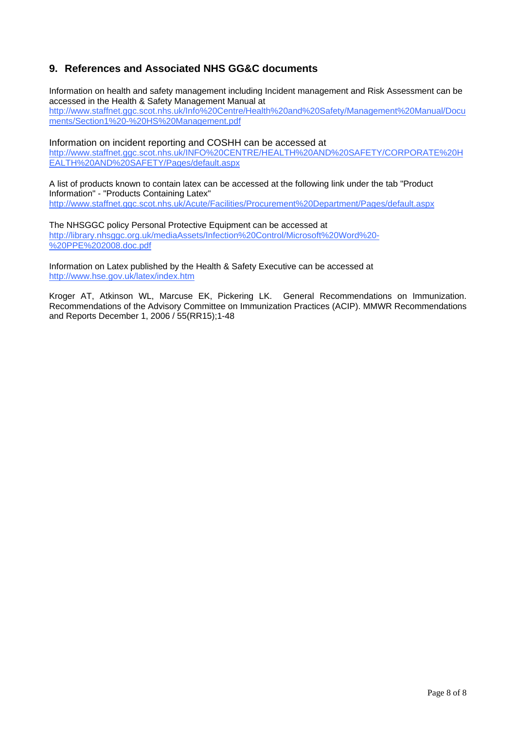## 9. References and Associated NHS GG&C documents

Information on health and safety management including Incident management and Risk Assessment can be accessed in the Health & Safety Management Manual at
http://www.staffnet.ggc.scot.nhs.uk/Info%20Centre/Health%20and%20Safety/Management%20Manual/Documents/Section1%20-%20HS%20Management.pdf

Information on incident reporting and COSHH can be accessed at
http://www.staffnet.ggc.scot.nhs.uk/INFO%20CENTRE/HEALTH%20AND%20SAFETY/CORPORATE%20HEALTH%20AND%20SAFETY/Pages/default.aspx

A list of products known to contain latex can be accessed at the following link under the tab "Product Information" - "Products Containing Latex"
http://www.staffnet.ggc.scot.nhs.uk/Acute/Facilities/Procurement%20Department/Pages/default.aspx

The NHSGGC policy Personal Protective Equipment can be accessed at
http://library.nhsggc.org.uk/mediaAssets/Infection%20Control/Microsoft%20Word%20-%20PPE%202008.doc.pdf

Information on Latex published by the Health & Safety Executive can be accessed at
http://www.hse.gov.uk/latex/index.htm

Kroger AT, Atkinson WL, Marcuse EK, Pickering LK. General Recommendations on Immunization. Recommendations of the Advisory Committee on Immunization Practices (ACIP). MMWR Recommendations and Reports December 1, 2006 / 55(RR15);1-48